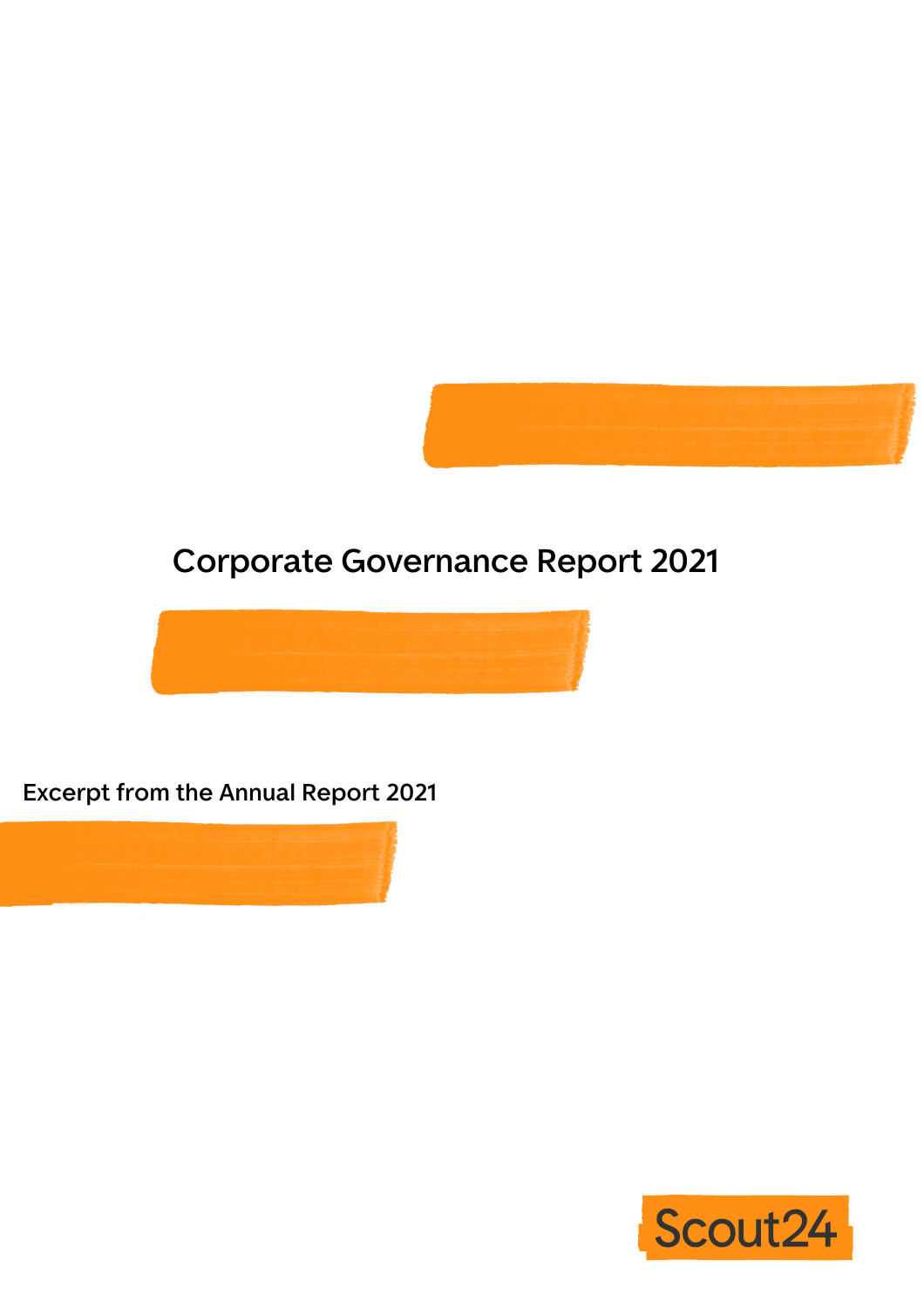# Corporate Governance Report 2021

Excerpt from the Annual Report 2021

Scout24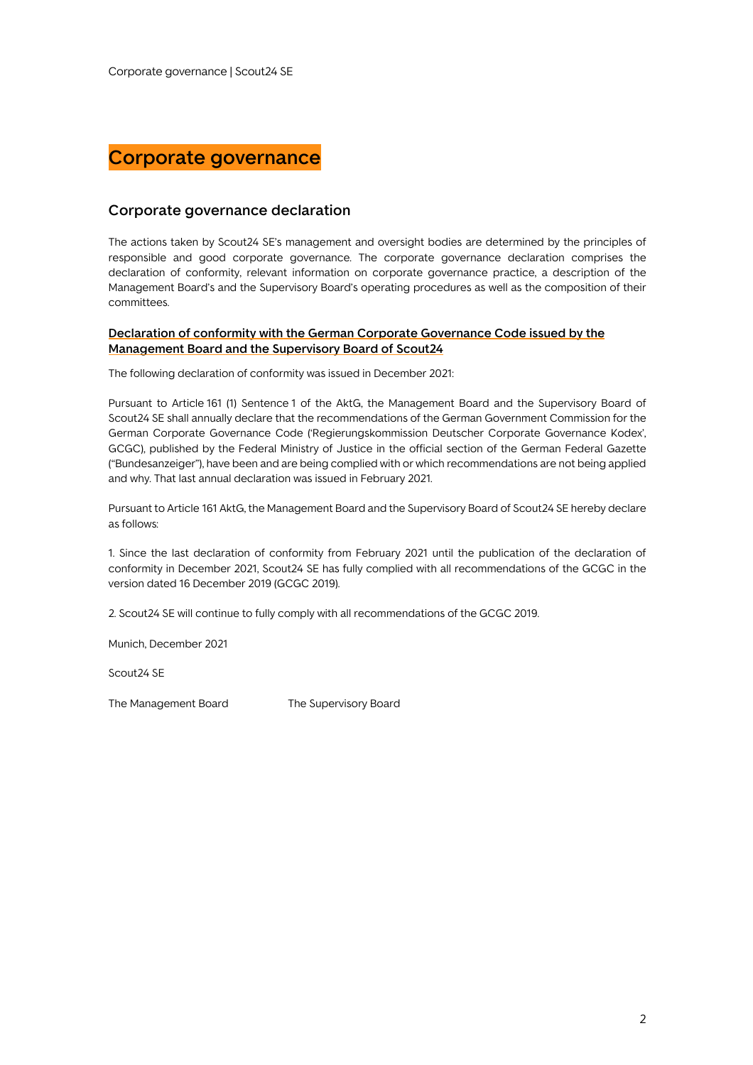# Corporate governance

## Corporate governance declaration

The actions taken by Scout24 SE's management and oversight bodies are determined by the principles of responsible and good corporate governance. The corporate governance declaration comprises the declaration of conformity, relevant information on corporate governance practice, a description of the Management Board's and the Supervisory Board's operating procedures as well as the composition of their committees.

### Declaration of conformity with the German Corporate Governance Code issued by the Management Board and the Supervisory Board of Scout24

The following declaration of conformity was issued in December 2021:

Pursuant to Article 161 (1) Sentence 1 of the AktG, the Management Board and the Supervisory Board of Scout24 SE shall annually declare that the recommendations of the German Government Commission for the German Corporate Governance Code ('Regierungskommission Deutscher Corporate Governance Kodex', GCGC), published by the Federal Ministry of Justice in the official section of the German Federal Gazette ("Bundesanzeiger"), have been and are being complied with or which recommendations are not being applied and why. That last annual declaration was issued in February 2021.

Pursuant to Article 161 AktG, the Management Board and the Supervisory Board of Scout24 SE hereby declare as follows:

1. Since the last declaration of conformity from February 2021 until the publication of the declaration of conformity in December 2021, Scout24 SE has fully complied with all recommendations of the GCGC in the version dated 16 December 2019 (GCGC 2019).

2. Scout24 SE will continue to fully comply with all recommendations of the GCGC 2019.

Munich, December 2021

Scout24 SE

The Management Board          The Supervisory Board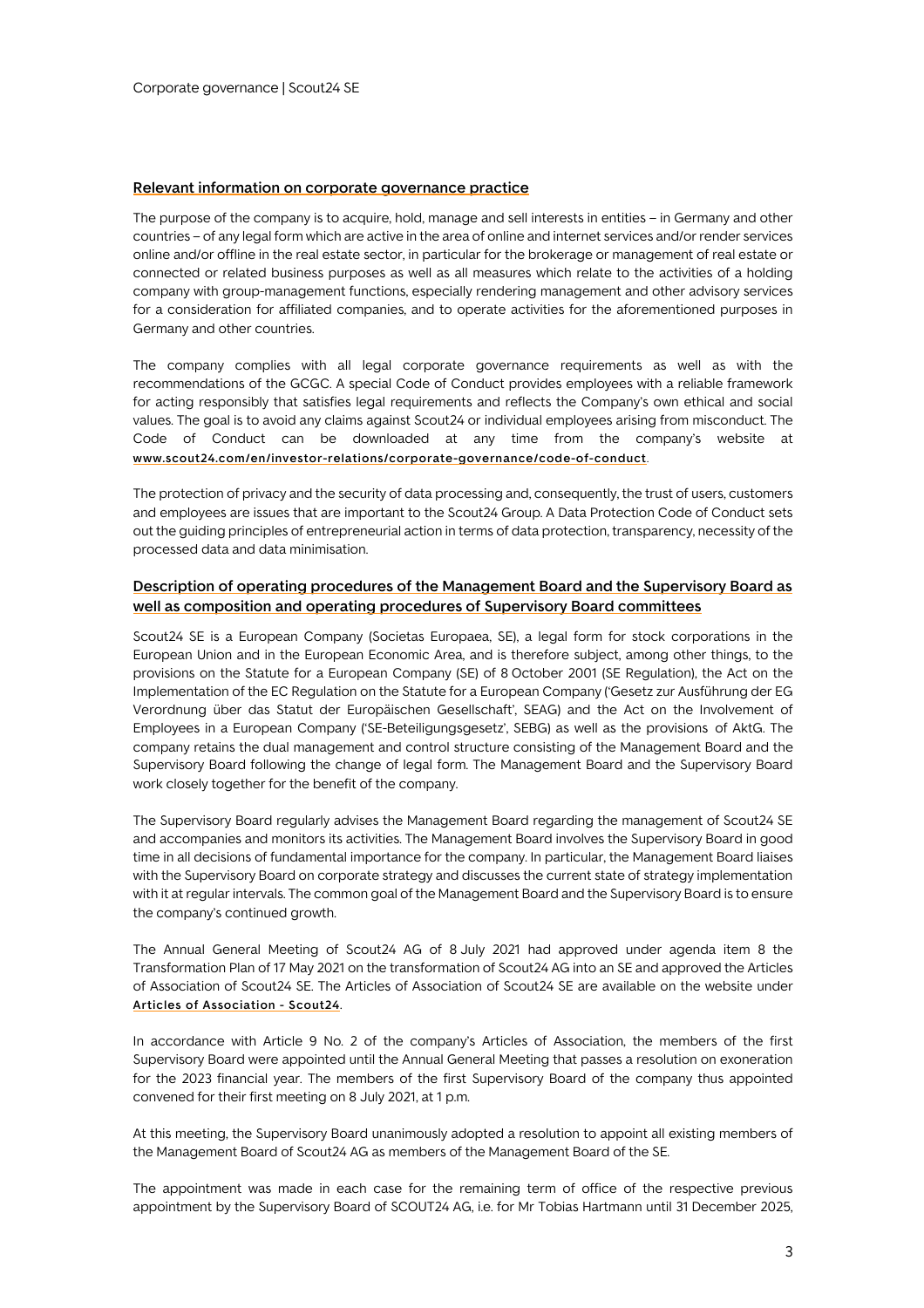## Relevant information on corporate governance practice

The purpose of the company is to acquire, hold, manage and sell interests in entities – in Germany and other countries – of any legal form which are active in the area of online and internet services and/or render services online and/or offline in the real estate sector, in particular for the brokerage or management of real estate or connected or related business purposes as well as all measures which relate to the activities of a holding company with group-management functions, especially rendering management and other advisory services for a consideration for affiliated companies, and to operate activities for the aforementioned purposes in Germany and other countries.

The company complies with all legal corporate governance requirements as well as with the recommendations of the GCGC. A special Code of Conduct provides employees with a reliable framework for acting responsibly that satisfies legal requirements and reflects the Company's own ethical and social values. The goal is to avoid any claims against Scout24 or individual employees arising from misconduct. The Code of Conduct can be downloaded at any time from the company's website at www.scout24.com/en/investor-relations/corporate-governance/code-of-conduct.

The protection of privacy and the security of data processing and, consequently, the trust of users, customers and employees are issues that are important to the Scout24 Group. A Data Protection Code of Conduct sets out the guiding principles of entrepreneurial action in terms of data protection, transparency, necessity of the processed data and data minimisation.

## Description of operating procedures of the Management Board and the Supervisory Board as well as composition and operating procedures of Supervisory Board committees

Scout24 SE is a European Company (Societas Europaea, SE), a legal form for stock corporations in the European Union and in the European Economic Area, and is therefore subject, among other things, to the provisions on the Statute for a European Company (SE) of 8 October 2001 (SE Regulation), the Act on the Implementation of the EC Regulation on the Statute for a European Company ('Gesetz zur Ausführung der EG Verordnung über das Statut der Europäischen Gesellschaft', SEAG) and the Act on the Involvement of Employees in a European Company ('SE-Beteiligungsgesetz', SEBG) as well as the provisions of AktG. The company retains the dual management and control structure consisting of the Management Board and the Supervisory Board following the change of legal form. The Management Board and the Supervisory Board work closely together for the benefit of the company.

The Supervisory Board regularly advises the Management Board regarding the management of Scout24 SE and accompanies and monitors its activities. The Management Board involves the Supervisory Board in good time in all decisions of fundamental importance for the company. In particular, the Management Board liaises with the Supervisory Board on corporate strategy and discusses the current state of strategy implementation with it at regular intervals. The common goal of the Management Board and the Supervisory Board is to ensure the company's continued growth.

The Annual General Meeting of Scout24 AG of 8 July 2021 had approved under agenda item 8 the Transformation Plan of 17 May 2021 on the transformation of Scout24 AG into an SE and approved the Articles of Association of Scout24 SE. The Articles of Association of Scout24 SE are available on the website under Articles of Association - Scout24.

In accordance with Article 9 No. 2 of the company's Articles of Association, the members of the first Supervisory Board were appointed until the Annual General Meeting that passes a resolution on exoneration for the 2023 financial year. The members of the first Supervisory Board of the company thus appointed convened for their first meeting on 8 July 2021, at 1 p.m.

At this meeting, the Supervisory Board unanimously adopted a resolution to appoint all existing members of the Management Board of Scout24 AG as members of the Management Board of the SE.

The appointment was made in each case for the remaining term of office of the respective previous appointment by the Supervisory Board of SCOUT24 AG, i.e. for Mr Tobias Hartmann until 31 December 2025,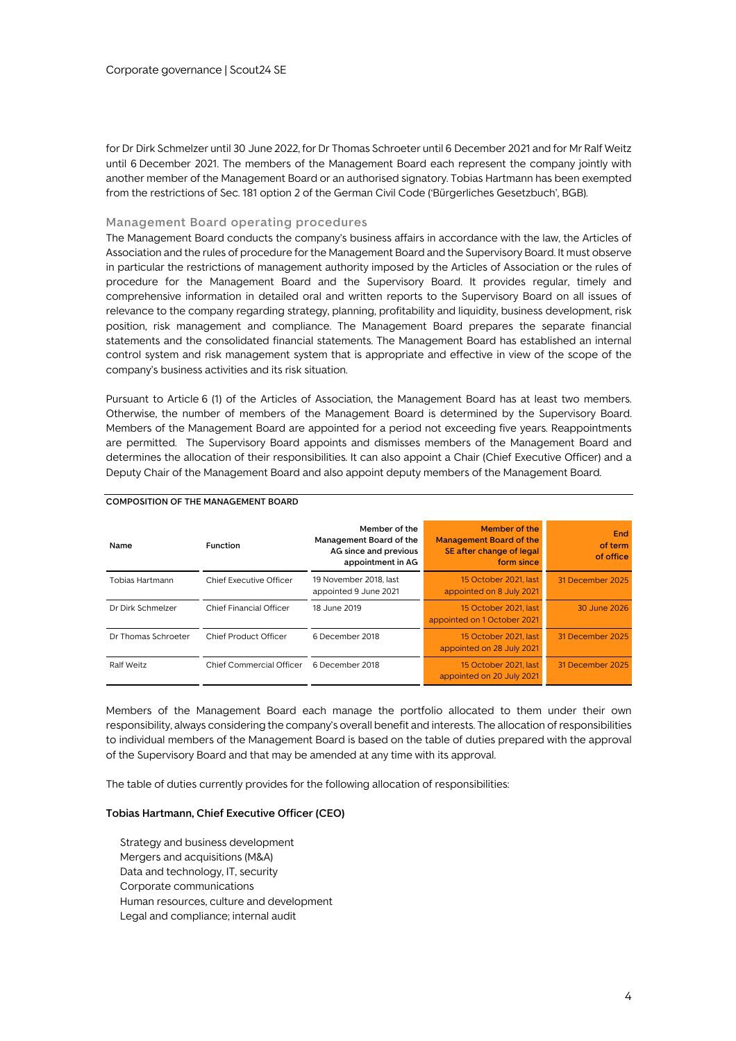for Dr Dirk Schmelzer until 30 June 2022, for Dr Thomas Schroeter until 6 December 2021 and for Mr Ralf Weitz until 6 December 2021. The members of the Management Board each represent the company jointly with another member of the Management Board or an authorised signatory. Tobias Hartmann has been exempted from the restrictions of Sec. 181 option 2 of the German Civil Code ('Bürgerliches Gesetzbuch', BGB).

## Management Board operating procedures

The Management Board conducts the company's business affairs in accordance with the law, the Articles of Association and the rules of procedure for the Management Board and the Supervisory Board. It must observe in particular the restrictions of management authority imposed by the Articles of Association or the rules of procedure for the Management Board and the Supervisory Board. It provides regular, timely and comprehensive information in detailed oral and written reports to the Supervisory Board on all issues of relevance to the company regarding strategy, planning, profitability and liquidity, business development, risk position, risk management and compliance. The Management Board prepares the separate financial statements and the consolidated financial statements. The Management Board has established an internal control system and risk management system that is appropriate and effective in view of the scope of the company's business activities and its risk situation.

Pursuant to Article 6 (1) of the Articles of Association, the Management Board has at least two members. Otherwise, the number of members of the Management Board is determined by the Supervisory Board. Members of the Management Board are appointed for a period not exceeding five years. Reappointments are permitted. The Supervisory Board appoints and dismisses members of the Management Board and determines the allocation of their responsibilities. It can also appoint a Chair (Chief Executive Officer) and a Deputy Chair of the Management Board and also appoint deputy members of the Management Board.

**COMPOSITION OF THE MANAGEMENT BOARD**

| Name | Function | Member of the Management Board of the AG since and previous appointment in AG | Member of the Management Board of the SE after change of legal form since | End of term of office |
|---|---|---|---|---|
| Tobias Hartmann | Chief Executive Officer | 19 November 2018, last appointed 9 June 2021 | 15 October 2021, last appointed on 8 July 2021 | 31 December 2025 |
| Dr Dirk Schmelzer | Chief Financial Officer | 18 June 2019 | 15 October 2021, last appointed on 1 October 2021 | 30 June 2026 |
| Dr Thomas Schroeter | Chief Product Officer | 6 December 2018 | 15 October 2021, last appointed on 28 July 2021 | 31 December 2025 |
| Ralf Weitz | Chief Commercial Officer | 6 December 2018 | 15 October 2021, last appointed on 20 July 2021 | 31 December 2025 |

Members of the Management Board each manage the portfolio allocated to them under their own responsibility, always considering the company's overall benefit and interests. The allocation of responsibilities to individual members of the Management Board is based on the table of duties prepared with the approval of the Supervisory Board and that may be amended at any time with its approval.

The table of duties currently provides for the following allocation of responsibilities:

**Tobias Hartmann, Chief Executive Officer (CEO)**

- Strategy and business development
- Mergers and acquisitions (M&A)
- Data and technology, IT, security
- Corporate communications
- Human resources, culture and development
- Legal and compliance; internal audit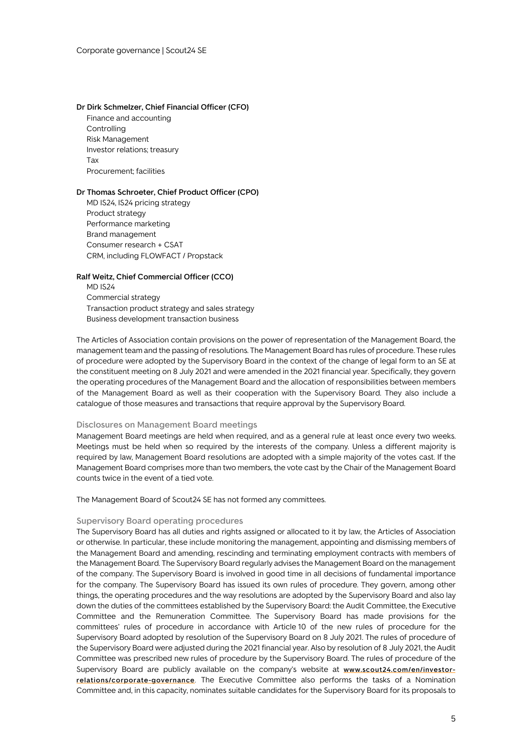**Dr Dirk Schmelzer, Chief Financial Officer (CFO)**

- Finance and accounting
- Controlling
- Risk Management
- Investor relations; treasury
- Tax
- Procurement; facilities

**Dr Thomas Schroeter, Chief Product Officer (CPO)**

- MD IS24, IS24 pricing strategy
- Product strategy
- Performance marketing
- Brand management
- Consumer research + CSAT
- CRM, including FLOWFACT / Propstack

**Ralf Weitz, Chief Commercial Officer (CCO)**

- MD IS24
- Commercial strategy
- Transaction product strategy and sales strategy
- Business development transaction business

The Articles of Association contain provisions on the power of representation of the Management Board, the management team and the passing of resolutions. The Management Board has rules of procedure. These rules of procedure were adopted by the Supervisory Board in the context of the change of legal form to an SE at the constituent meeting on 8 July 2021 and were amended in the 2021 financial year. Specifically, they govern the operating procedures of the Management Board and the allocation of responsibilities between members of the Management Board as well as their cooperation with the Supervisory Board. They also include a catalogue of those measures and transactions that require approval by the Supervisory Board.

## Disclosures on Management Board meetings

Management Board meetings are held when required, and as a general rule at least once every two weeks. Meetings must be held when so required by the interests of the company. Unless a different majority is required by law, Management Board resolutions are adopted with a simple majority of the votes cast. If the Management Board comprises more than two members, the vote cast by the Chair of the Management Board counts twice in the event of a tied vote.

The Management Board of Scout24 SE has not formed any committees.

## Supervisory Board operating procedures

The Supervisory Board has all duties and rights assigned or allocated to it by law, the Articles of Association or otherwise. In particular, these include monitoring the management, appointing and dismissing members of the Management Board and amending, rescinding and terminating employment contracts with members of the Management Board. The Supervisory Board regularly advises the Management Board on the management of the company. The Supervisory Board is involved in good time in all decisions of fundamental importance for the company. The Supervisory Board has issued its own rules of procedure. They govern, among other things, the operating procedures and the way resolutions are adopted by the Supervisory Board and also lay down the duties of the committees established by the Supervisory Board: the Audit Committee, the Executive Committee and the Remuneration Committee. The Supervisory Board has made provisions for the committees' rules of procedure in accordance with Article 10 of the new rules of procedure for the Supervisory Board adopted by resolution of the Supervisory Board on 8 July 2021. The rules of procedure of the Supervisory Board were adjusted during the 2021 financial year. Also by resolution of 8 July 2021, the Audit Committee was prescribed new rules of procedure by the Supervisory Board. The rules of procedure of the Supervisory Board are publicly available on the company's website at www.scout24.com/en/investor-relations/corporate-governance. The Executive Committee also performs the tasks of a Nomination Committee and, in this capacity, nominates suitable candidates for the Supervisory Board for its proposals to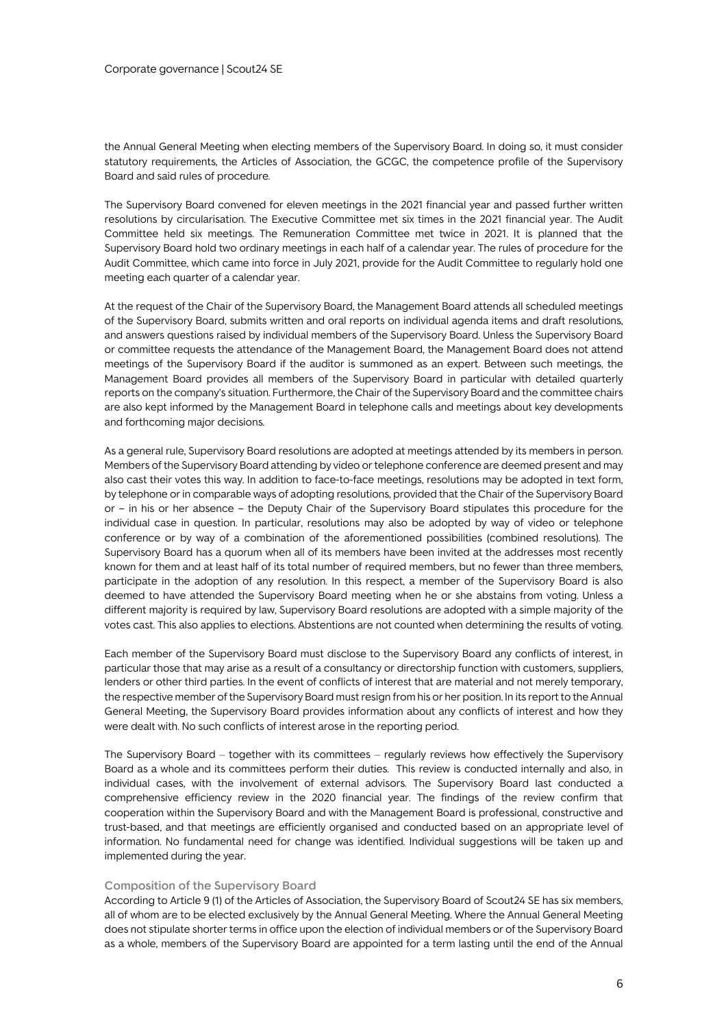the Annual General Meeting when electing members of the Supervisory Board. In doing so, it must consider statutory requirements, the Articles of Association, the GCGC, the competence profile of the Supervisory Board and said rules of procedure.

The Supervisory Board convened for eleven meetings in the 2021 financial year and passed further written resolutions by circularisation. The Executive Committee met six times in the 2021 financial year. The Audit Committee held six meetings. The Remuneration Committee met twice in 2021. It is planned that the Supervisory Board hold two ordinary meetings in each half of a calendar year. The rules of procedure for the Audit Committee, which came into force in July 2021, provide for the Audit Committee to regularly hold one meeting each quarter of a calendar year.

At the request of the Chair of the Supervisory Board, the Management Board attends all scheduled meetings of the Supervisory Board, submits written and oral reports on individual agenda items and draft resolutions, and answers questions raised by individual members of the Supervisory Board. Unless the Supervisory Board or committee requests the attendance of the Management Board, the Management Board does not attend meetings of the Supervisory Board if the auditor is summoned as an expert. Between such meetings, the Management Board provides all members of the Supervisory Board in particular with detailed quarterly reports on the company's situation. Furthermore, the Chair of the Supervisory Board and the committee chairs are also kept informed by the Management Board in telephone calls and meetings about key developments and forthcoming major decisions.

As a general rule, Supervisory Board resolutions are adopted at meetings attended by its members in person. Members of the Supervisory Board attending by video or telephone conference are deemed present and may also cast their votes this way. In addition to face-to-face meetings, resolutions may be adopted in text form, by telephone or in comparable ways of adopting resolutions, provided that the Chair of the Supervisory Board or – in his or her absence – the Deputy Chair of the Supervisory Board stipulates this procedure for the individual case in question. In particular, resolutions may also be adopted by way of video or telephone conference or by way of a combination of the aforementioned possibilities (combined resolutions). The Supervisory Board has a quorum when all of its members have been invited at the addresses most recently known for them and at least half of its total number of required members, but no fewer than three members, participate in the adoption of any resolution. In this respect, a member of the Supervisory Board is also deemed to have attended the Supervisory Board meeting when he or she abstains from voting. Unless a different majority is required by law, Supervisory Board resolutions are adopted with a simple majority of the votes cast. This also applies to elections. Abstentions are not counted when determining the results of voting.

Each member of the Supervisory Board must disclose to the Supervisory Board any conflicts of interest, in particular those that may arise as a result of a consultancy or directorship function with customers, suppliers, lenders or other third parties. In the event of conflicts of interest that are material and not merely temporary, the respective member of the Supervisory Board must resign from his or her position. In its report to the Annual General Meeting, the Supervisory Board provides information about any conflicts of interest and how they were dealt with. No such conflicts of interest arose in the reporting period.

The Supervisory Board – together with its committees – regularly reviews how effectively the Supervisory Board as a whole and its committees perform their duties. This review is conducted internally and also, in individual cases, with the involvement of external advisors. The Supervisory Board last conducted a comprehensive efficiency review in the 2020 financial year. The findings of the review confirm that cooperation within the Supervisory Board and with the Management Board is professional, constructive and trust-based, and that meetings are efficiently organised and conducted based on an appropriate level of information. No fundamental need for change was identified. Individual suggestions will be taken up and implemented during the year.

### Composition of the Supervisory Board

According to Article 9 (1) of the Articles of Association, the Supervisory Board of Scout24 SE has six members, all of whom are to be elected exclusively by the Annual General Meeting. Where the Annual General Meeting does not stipulate shorter terms in office upon the election of individual members or of the Supervisory Board as a whole, members of the Supervisory Board are appointed for a term lasting until the end of the Annual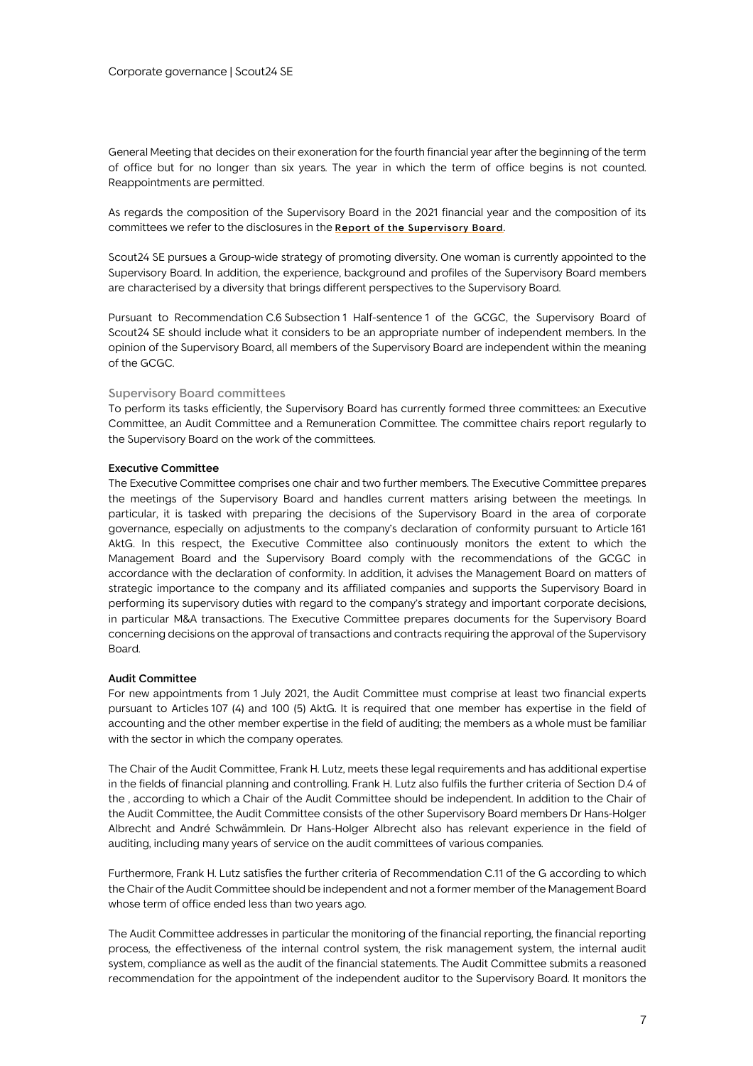General Meeting that decides on their exoneration for the fourth financial year after the beginning of the term of office but for no longer than six years. The year in which the term of office begins is not counted. Reappointments are permitted.

As regards the composition of the Supervisory Board in the 2021 financial year and the composition of its committees we refer to the disclosures in the **Report of the Supervisory Board**.

Scout24 SE pursues a Group-wide strategy of promoting diversity. One woman is currently appointed to the Supervisory Board. In addition, the experience, background and profiles of the Supervisory Board members are characterised by a diversity that brings different perspectives to the Supervisory Board.

Pursuant to Recommendation C.6 Subsection 1 Half-sentence 1 of the GCGC, the Supervisory Board of Scout24 SE should include what it considers to be an appropriate number of independent members. In the opinion of the Supervisory Board, all members of the Supervisory Board are independent within the meaning of the GCGC.

## Supervisory Board committees

To perform its tasks efficiently, the Supervisory Board has currently formed three committees: an Executive Committee, an Audit Committee and a Remuneration Committee. The committee chairs report regularly to the Supervisory Board on the work of the committees.

### Executive Committee

The Executive Committee comprises one chair and two further members. The Executive Committee prepares the meetings of the Supervisory Board and handles current matters arising between the meetings. In particular, it is tasked with preparing the decisions of the Supervisory Board in the area of corporate governance, especially on adjustments to the company's declaration of conformity pursuant to Article 161 AktG. In this respect, the Executive Committee also continuously monitors the extent to which the Management Board and the Supervisory Board comply with the recommendations of the GCGC in accordance with the declaration of conformity. In addition, it advises the Management Board on matters of strategic importance to the company and its affiliated companies and supports the Supervisory Board in performing its supervisory duties with regard to the company's strategy and important corporate decisions, in particular M&A transactions. The Executive Committee prepares documents for the Supervisory Board concerning decisions on the approval of transactions and contracts requiring the approval of the Supervisory Board.

### Audit Committee

For new appointments from 1 July 2021, the Audit Committee must comprise at least two financial experts pursuant to Articles 107 (4) and 100 (5) AktG. It is required that one member has expertise in the field of accounting and the other member expertise in the field of auditing; the members as a whole must be familiar with the sector in which the company operates.

The Chair of the Audit Committee, Frank H. Lutz, meets these legal requirements and has additional expertise in the fields of financial planning and controlling. Frank H. Lutz also fulfils the further criteria of Section D.4 of the , according to which a Chair of the Audit Committee should be independent. In addition to the Chair of the Audit Committee, the Audit Committee consists of the other Supervisory Board members Dr Hans-Holger Albrecht and André Schwämmlein. Dr Hans-Holger Albrecht also has relevant experience in the field of auditing, including many years of service on the audit committees of various companies.

Furthermore, Frank H. Lutz satisfies the further criteria of Recommendation C.11 of the G according to which the Chair of the Audit Committee should be independent and not a former member of the Management Board whose term of office ended less than two years ago.

The Audit Committee addresses in particular the monitoring of the financial reporting, the financial reporting process, the effectiveness of the internal control system, the risk management system, the internal audit system, compliance as well as the audit of the financial statements. The Audit Committee submits a reasoned recommendation for the appointment of the independent auditor to the Supervisory Board. It monitors the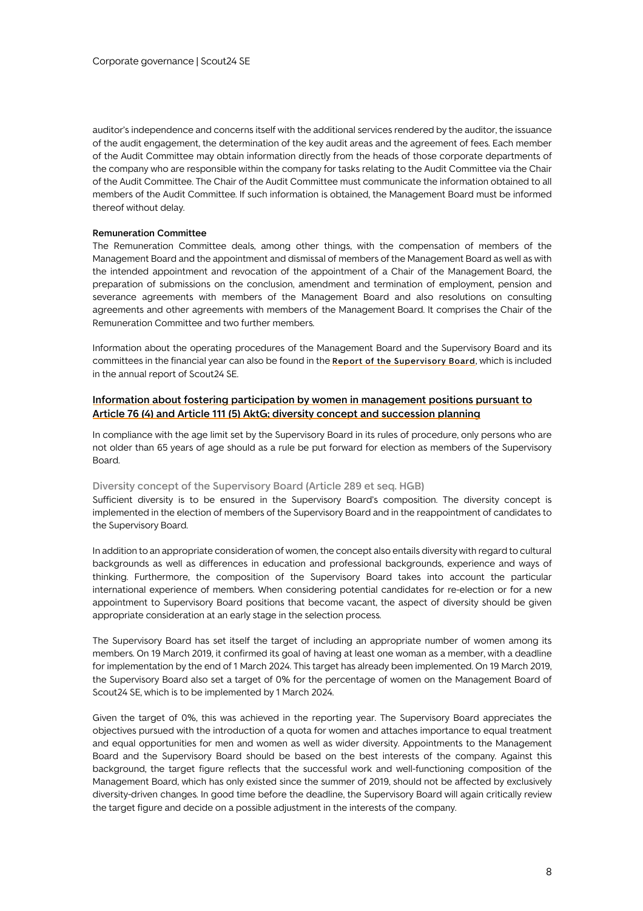auditor's independence and concerns itself with the additional services rendered by the auditor, the issuance of the audit engagement, the determination of the key audit areas and the agreement of fees. Each member of the Audit Committee may obtain information directly from the heads of those corporate departments of the company who are responsible within the company for tasks relating to the Audit Committee via the Chair of the Audit Committee. The Chair of the Audit Committee must communicate the information obtained to all members of the Audit Committee. If such information is obtained, the Management Board must be informed thereof without delay.

**Remuneration Committee**

The Remuneration Committee deals, among other things, with the compensation of members of the Management Board and the appointment and dismissal of members of the Management Board as well as with the intended appointment and revocation of the appointment of a Chair of the Management Board, the preparation of submissions on the conclusion, amendment and termination of employment, pension and severance agreements with members of the Management Board and also resolutions on consulting agreements and other agreements with members of the Management Board. It comprises the Chair of the Remuneration Committee and two further members.

Information about the operating procedures of the Management Board and the Supervisory Board and its committees in the financial year can also be found in the **Report of the Supervisory Board**, which is included in the annual report of Scout24 SE.

## Information about fostering participation by women in management positions pursuant to Article 76 (4) and Article 111 (5) AktG; diversity concept and succession planning

In compliance with the age limit set by the Supervisory Board in its rules of procedure, only persons who are not older than 65 years of age should as a rule be put forward for election as members of the Supervisory Board.

### Diversity concept of the Supervisory Board (Article 289 et seq. HGB)

Sufficient diversity is to be ensured in the Supervisory Board's composition. The diversity concept is implemented in the election of members of the Supervisory Board and in the reappointment of candidates to the Supervisory Board.

In addition to an appropriate consideration of women, the concept also entails diversity with regard to cultural backgrounds as well as differences in education and professional backgrounds, experience and ways of thinking. Furthermore, the composition of the Supervisory Board takes into account the particular international experience of members. When considering potential candidates for re-election or for a new appointment to Supervisory Board positions that become vacant, the aspect of diversity should be given appropriate consideration at an early stage in the selection process.

The Supervisory Board has set itself the target of including an appropriate number of women among its members. On 19 March 2019, it confirmed its goal of having at least one woman as a member, with a deadline for implementation by the end of 1 March 2024. This target has already been implemented. On 19 March 2019, the Supervisory Board also set a target of 0% for the percentage of women on the Management Board of Scout24 SE, which is to be implemented by 1 March 2024.

Given the target of 0%, this was achieved in the reporting year. The Supervisory Board appreciates the objectives pursued with the introduction of a quota for women and attaches importance to equal treatment and equal opportunities for men and women as well as wider diversity. Appointments to the Management Board and the Supervisory Board should be based on the best interests of the company. Against this background, the target figure reflects that the successful work and well-functioning composition of the Management Board, which has only existed since the summer of 2019, should not be affected by exclusively diversity-driven changes. In good time before the deadline, the Supervisory Board will again critically review the target figure and decide on a possible adjustment in the interests of the company.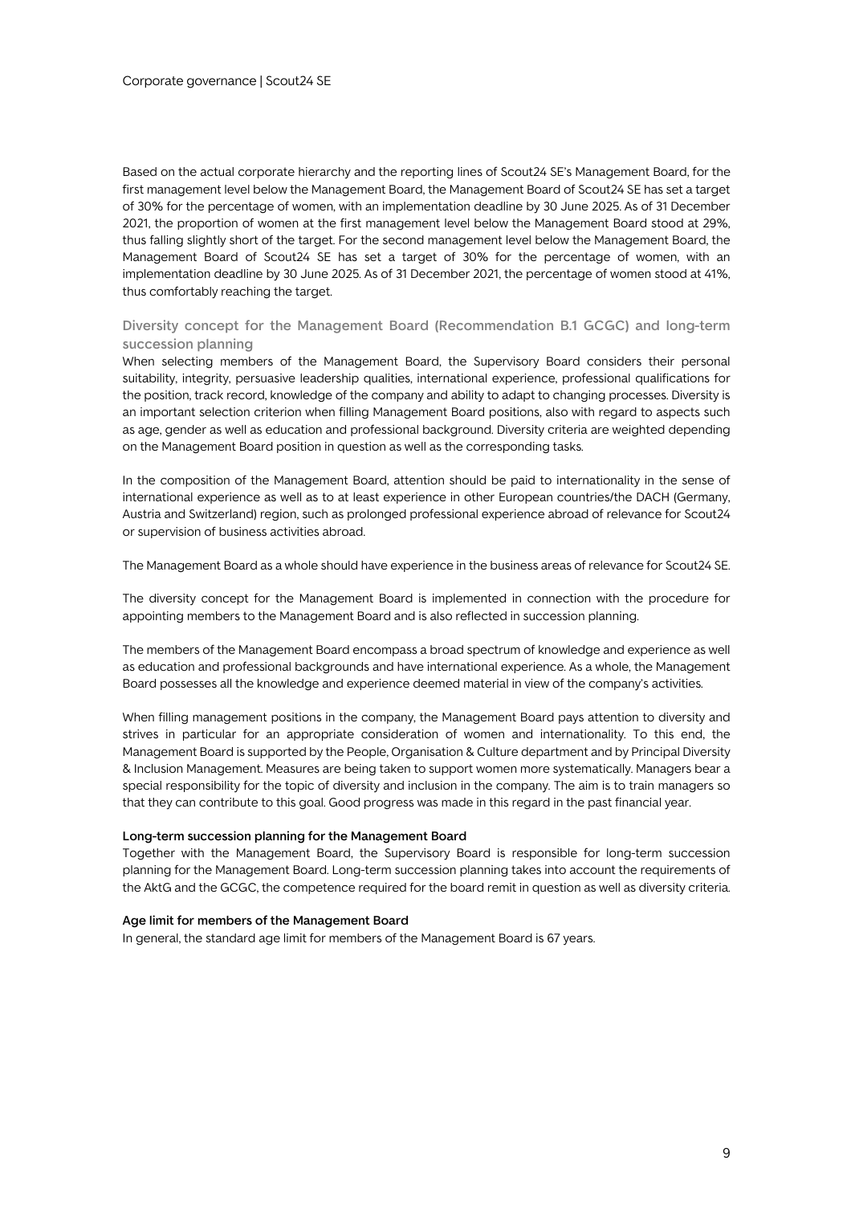Based on the actual corporate hierarchy and the reporting lines of Scout24 SE's Management Board, for the first management level below the Management Board, the Management Board of Scout24 SE has set a target of 30% for the percentage of women, with an implementation deadline by 30 June 2025. As of 31 December 2021, the proportion of women at the first management level below the Management Board stood at 29%, thus falling slightly short of the target. For the second management level below the Management Board, the Management Board of Scout24 SE has set a target of 30% for the percentage of women, with an implementation deadline by 30 June 2025. As of 31 December 2021, the percentage of women stood at 41%, thus comfortably reaching the target.

## Diversity concept for the Management Board (Recommendation B.1 GCGC) and long-term succession planning

When selecting members of the Management Board, the Supervisory Board considers their personal suitability, integrity, persuasive leadership qualities, international experience, professional qualifications for the position, track record, knowledge of the company and ability to adapt to changing processes. Diversity is an important selection criterion when filling Management Board positions, also with regard to aspects such as age, gender as well as education and professional background. Diversity criteria are weighted depending on the Management Board position in question as well as the corresponding tasks.

In the composition of the Management Board, attention should be paid to internationality in the sense of international experience as well as to at least experience in other European countries/the DACH (Germany, Austria and Switzerland) region, such as prolonged professional experience abroad of relevance for Scout24 or supervision of business activities abroad.

The Management Board as a whole should have experience in the business areas of relevance for Scout24 SE.

The diversity concept for the Management Board is implemented in connection with the procedure for appointing members to the Management Board and is also reflected in succession planning.

The members of the Management Board encompass a broad spectrum of knowledge and experience as well as education and professional backgrounds and have international experience. As a whole, the Management Board possesses all the knowledge and experience deemed material in view of the company's activities.

When filling management positions in the company, the Management Board pays attention to diversity and strives in particular for an appropriate consideration of women and internationality. To this end, the Management Board is supported by the People, Organisation & Culture department and by Principal Diversity & Inclusion Management. Measures are being taken to support women more systematically. Managers bear a special responsibility for the topic of diversity and inclusion in the company. The aim is to train managers so that they can contribute to this goal. Good progress was made in this regard in the past financial year.

### Long-term succession planning for the Management Board

Together with the Management Board, the Supervisory Board is responsible for long-term succession planning for the Management Board. Long-term succession planning takes into account the requirements of the AktG and the GCGC, the competence required for the board remit in question as well as diversity criteria.

### Age limit for members of the Management Board

In general, the standard age limit for members of the Management Board is 67 years.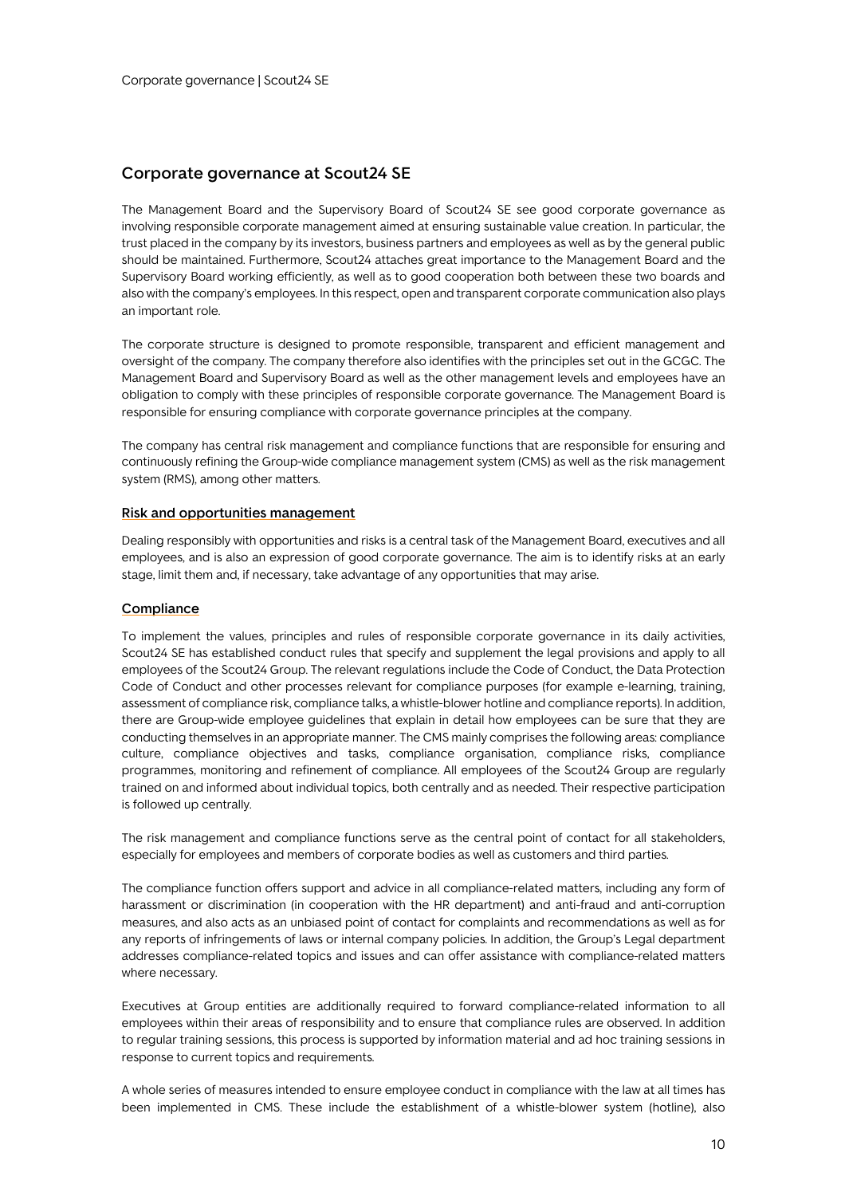## Corporate governance at Scout24 SE

The Management Board and the Supervisory Board of Scout24 SE see good corporate governance as involving responsible corporate management aimed at ensuring sustainable value creation. In particular, the trust placed in the company by its investors, business partners and employees as well as by the general public should be maintained. Furthermore, Scout24 attaches great importance to the Management Board and the Supervisory Board working efficiently, as well as to good cooperation both between these two boards and also with the company's employees. In this respect, open and transparent corporate communication also plays an important role.

The corporate structure is designed to promote responsible, transparent and efficient management and oversight of the company. The company therefore also identifies with the principles set out in the GCGC. The Management Board and Supervisory Board as well as the other management levels and employees have an obligation to comply with these principles of responsible corporate governance. The Management Board is responsible for ensuring compliance with corporate governance principles at the company.

The company has central risk management and compliance functions that are responsible for ensuring and continuously refining the Group-wide compliance management system (CMS) as well as the risk management system (RMS), among other matters.

### Risk and opportunities management

Dealing responsibly with opportunities and risks is a central task of the Management Board, executives and all employees, and is also an expression of good corporate governance. The aim is to identify risks at an early stage, limit them and, if necessary, take advantage of any opportunities that may arise.

### Compliance

To implement the values, principles and rules of responsible corporate governance in its daily activities, Scout24 SE has established conduct rules that specify and supplement the legal provisions and apply to all employees of the Scout24 Group. The relevant regulations include the Code of Conduct, the Data Protection Code of Conduct and other processes relevant for compliance purposes (for example e-learning, training, assessment of compliance risk, compliance talks, a whistle-blower hotline and compliance reports). In addition, there are Group-wide employee guidelines that explain in detail how employees can be sure that they are conducting themselves in an appropriate manner. The CMS mainly comprises the following areas: compliance culture, compliance objectives and tasks, compliance organisation, compliance risks, compliance programmes, monitoring and refinement of compliance. All employees of the Scout24 Group are regularly trained on and informed about individual topics, both centrally and as needed. Their respective participation is followed up centrally.

The risk management and compliance functions serve as the central point of contact for all stakeholders, especially for employees and members of corporate bodies as well as customers and third parties.

The compliance function offers support and advice in all compliance-related matters, including any form of harassment or discrimination (in cooperation with the HR department) and anti-fraud and anti-corruption measures, and also acts as an unbiased point of contact for complaints and recommendations as well as for any reports of infringements of laws or internal company policies. In addition, the Group's Legal department addresses compliance-related topics and issues and can offer assistance with compliance-related matters where necessary.

Executives at Group entities are additionally required to forward compliance-related information to all employees within their areas of responsibility and to ensure that compliance rules are observed. In addition to regular training sessions, this process is supported by information material and ad hoc training sessions in response to current topics and requirements.

A whole series of measures intended to ensure employee conduct in compliance with the law at all times has been implemented in CMS. These include the establishment of a whistle-blower system (hotline), also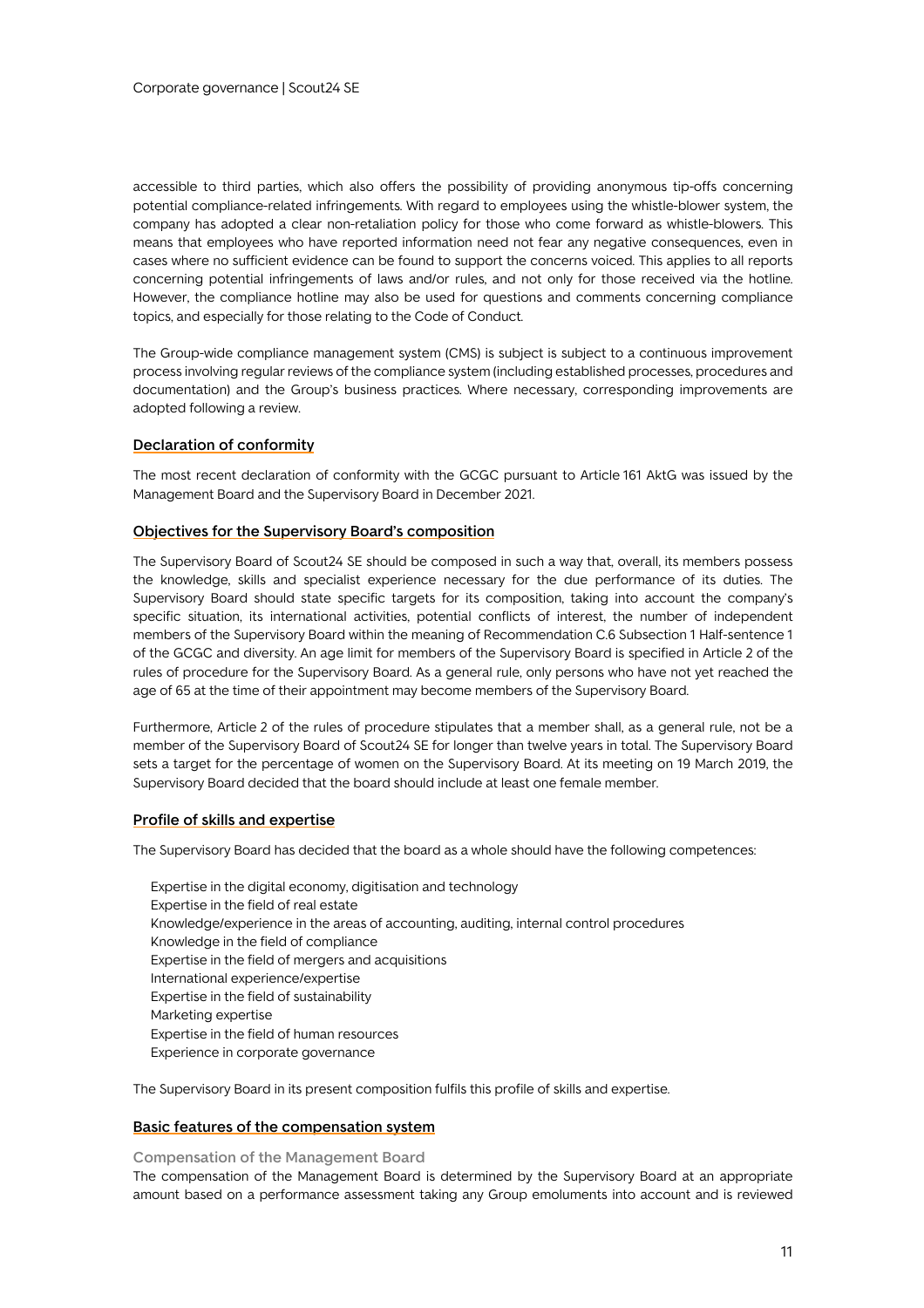accessible to third parties, which also offers the possibility of providing anonymous tip-offs concerning potential compliance-related infringements. With regard to employees using the whistle-blower system, the company has adopted a clear non-retaliation policy for those who come forward as whistle-blowers. This means that employees who have reported information need not fear any negative consequences, even in cases where no sufficient evidence can be found to support the concerns voiced. This applies to all reports concerning potential infringements of laws and/or rules, and not only for those received via the hotline. However, the compliance hotline may also be used for questions and comments concerning compliance topics, and especially for those relating to the Code of Conduct.

The Group-wide compliance management system (CMS) is subject is subject to a continuous improvement process involving regular reviews of the compliance system (including established processes, procedures and documentation) and the Group's business practices. Where necessary, corresponding improvements are adopted following a review.

## Declaration of conformity

The most recent declaration of conformity with the GCGC pursuant to Article 161 AktG was issued by the Management Board and the Supervisory Board in December 2021.

## Objectives for the Supervisory Board's composition

The Supervisory Board of Scout24 SE should be composed in such a way that, overall, its members possess the knowledge, skills and specialist experience necessary for the due performance of its duties. The Supervisory Board should state specific targets for its composition, taking into account the company's specific situation, its international activities, potential conflicts of interest, the number of independent members of the Supervisory Board within the meaning of Recommendation C.6 Subsection 1 Half-sentence 1 of the GCGC and diversity. An age limit for members of the Supervisory Board is specified in Article 2 of the rules of procedure for the Supervisory Board. As a general rule, only persons who have not yet reached the age of 65 at the time of their appointment may become members of the Supervisory Board.

Furthermore, Article 2 of the rules of procedure stipulates that a member shall, as a general rule, not be a member of the Supervisory Board of Scout24 SE for longer than twelve years in total. The Supervisory Board sets a target for the percentage of women on the Supervisory Board. At its meeting on 19 March 2019, the Supervisory Board decided that the board should include at least one female member.

## Profile of skills and expertise

The Supervisory Board has decided that the board as a whole should have the following competences:

- Expertise in the digital economy, digitisation and technology
- Expertise in the field of real estate
- Knowledge/experience in the areas of accounting, auditing, internal control procedures
- Knowledge in the field of compliance
- Expertise in the field of mergers and acquisitions
- International experience/expertise
- Expertise in the field of sustainability
- Marketing expertise
- Expertise in the field of human resources
- Experience in corporate governance

The Supervisory Board in its present composition fulfils this profile of skills and expertise.

## Basic features of the compensation system

### Compensation of the Management Board

The compensation of the Management Board is determined by the Supervisory Board at an appropriate amount based on a performance assessment taking any Group emoluments into account and is reviewed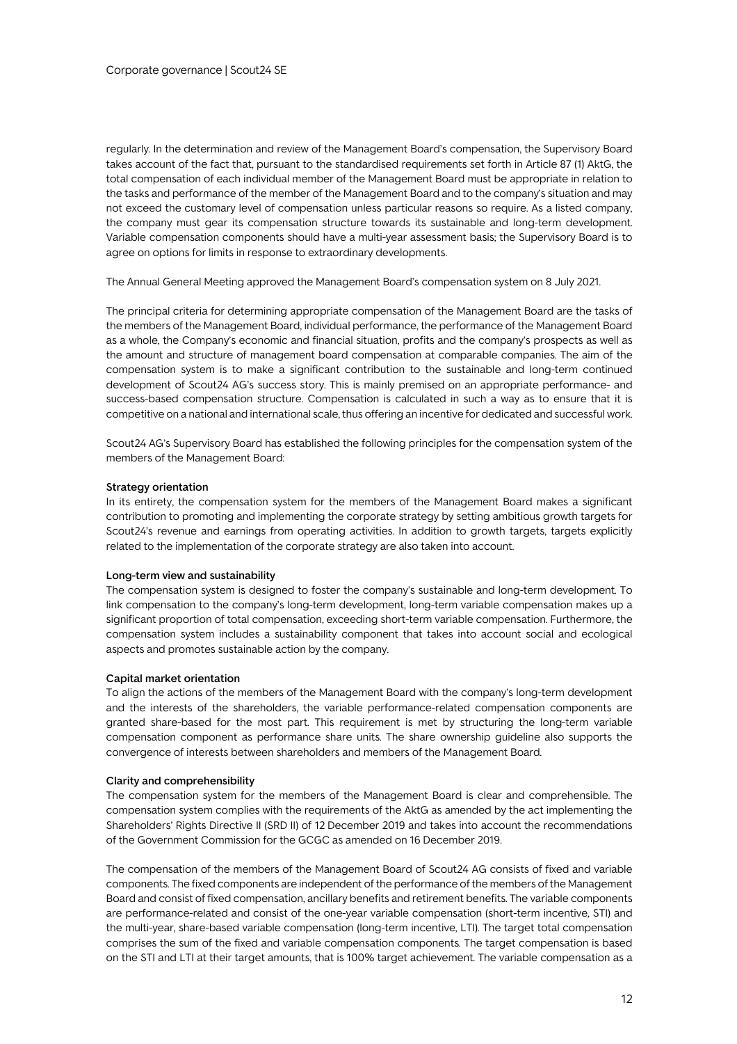regularly. In the determination and review of the Management Board's compensation, the Supervisory Board takes account of the fact that, pursuant to the standardised requirements set forth in Article 87 (1) AktG, the total compensation of each individual member of the Management Board must be appropriate in relation to the tasks and performance of the member of the Management Board and to the company's situation and may not exceed the customary level of compensation unless particular reasons so require. As a listed company, the company must gear its compensation structure towards its sustainable and long-term development. Variable compensation components should have a multi-year assessment basis; the Supervisory Board is to agree on options for limits in response to extraordinary developments.

The Annual General Meeting approved the Management Board's compensation system on 8 July 2021.

The principal criteria for determining appropriate compensation of the Management Board are the tasks of the members of the Management Board, individual performance, the performance of the Management Board as a whole, the Company's economic and financial situation, profits and the company's prospects as well as the amount and structure of management board compensation at comparable companies. The aim of the compensation system is to make a significant contribution to the sustainable and long-term continued development of Scout24 AG's success story. This is mainly premised on an appropriate performance- and success-based compensation structure. Compensation is calculated in such a way as to ensure that it is competitive on a national and international scale, thus offering an incentive for dedicated and successful work.

Scout24 AG's Supervisory Board has established the following principles for the compensation system of the members of the Management Board:

**Strategy orientation**

In its entirety, the compensation system for the members of the Management Board makes a significant contribution to promoting and implementing the corporate strategy by setting ambitious growth targets for Scout24's revenue and earnings from operating activities. In addition to growth targets, targets explicitly related to the implementation of the corporate strategy are also taken into account.

**Long-term view and sustainability**

The compensation system is designed to foster the company's sustainable and long-term development. To link compensation to the company's long-term development, long-term variable compensation makes up a significant proportion of total compensation, exceeding short-term variable compensation. Furthermore, the compensation system includes a sustainability component that takes into account social and ecological aspects and promotes sustainable action by the company.

**Capital market orientation**

To align the actions of the members of the Management Board with the company's long-term development and the interests of the shareholders, the variable performance-related compensation components are granted share-based for the most part. This requirement is met by structuring the long-term variable compensation component as performance share units. The share ownership guideline also supports the convergence of interests between shareholders and members of the Management Board.

**Clarity and comprehensibility**

The compensation system for the members of the Management Board is clear and comprehensible. The compensation system complies with the requirements of the AktG as amended by the act implementing the Shareholders' Rights Directive II (SRD II) of 12 December 2019 and takes into account the recommendations of the Government Commission for the GCGC as amended on 16 December 2019.

The compensation of the members of the Management Board of Scout24 AG consists of fixed and variable components. The fixed components are independent of the performance of the members of the Management Board and consist of fixed compensation, ancillary benefits and retirement benefits. The variable components are performance-related and consist of the one-year variable compensation (short-term incentive, STI) and the multi-year, share-based variable compensation (long-term incentive, LTI). The target total compensation comprises the sum of the fixed and variable compensation components. The target compensation is based on the STI and LTI at their target amounts, that is 100% target achievement. The variable compensation as a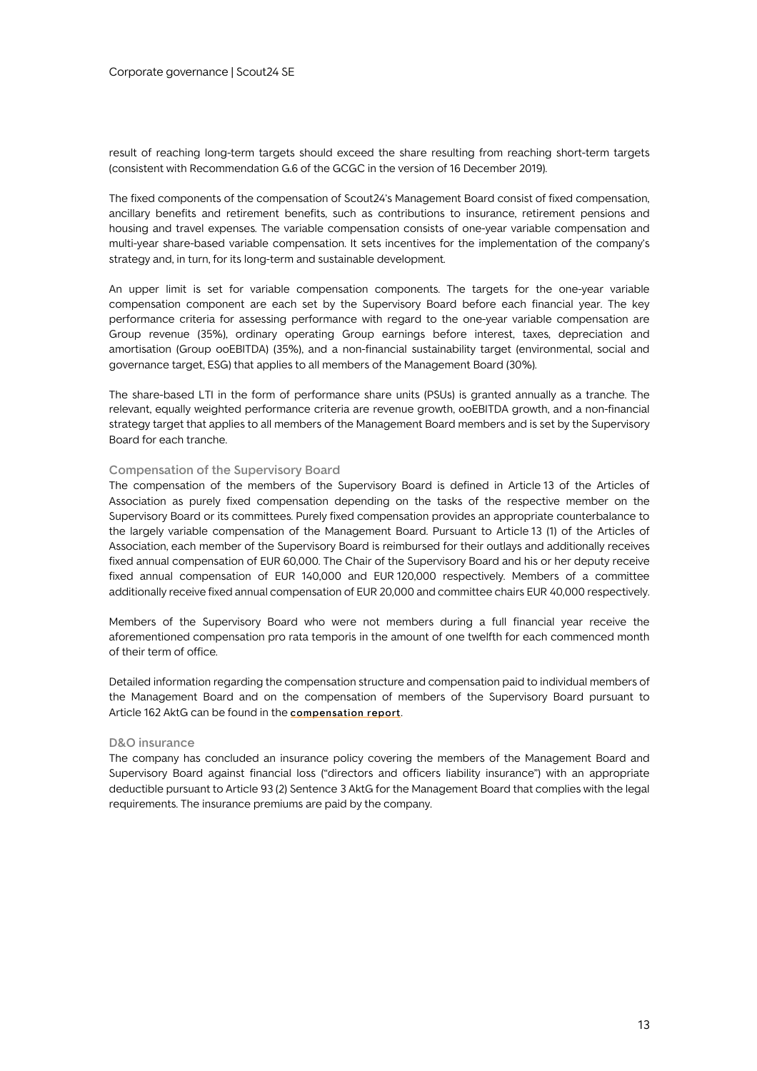result of reaching long-term targets should exceed the share resulting from reaching short-term targets (consistent with Recommendation G.6 of the GCGC in the version of 16 December 2019).

The fixed components of the compensation of Scout24's Management Board consist of fixed compensation, ancillary benefits and retirement benefits, such as contributions to insurance, retirement pensions and housing and travel expenses. The variable compensation consists of one-year variable compensation and multi-year share-based variable compensation. It sets incentives for the implementation of the company's strategy and, in turn, for its long-term and sustainable development.

An upper limit is set for variable compensation components. The targets for the one-year variable compensation component are each set by the Supervisory Board before each financial year. The key performance criteria for assessing performance with regard to the one-year variable compensation are Group revenue (35%), ordinary operating Group earnings before interest, taxes, depreciation and amortisation (Group ooEBITDA) (35%), and a non-financial sustainability target (environmental, social and governance target, ESG) that applies to all members of the Management Board (30%).

The share-based LTI in the form of performance share units (PSUs) is granted annually as a tranche. The relevant, equally weighted performance criteria are revenue growth, ooEBITDA growth, and a non-financial strategy target that applies to all members of the Management Board members and is set by the Supervisory Board for each tranche.

### Compensation of the Supervisory Board

The compensation of the members of the Supervisory Board is defined in Article 13 of the Articles of Association as purely fixed compensation depending on the tasks of the respective member on the Supervisory Board or its committees. Purely fixed compensation provides an appropriate counterbalance to the largely variable compensation of the Management Board. Pursuant to Article 13 (1) of the Articles of Association, each member of the Supervisory Board is reimbursed for their outlays and additionally receives fixed annual compensation of EUR 60,000. The Chair of the Supervisory Board and his or her deputy receive fixed annual compensation of EUR 140,000 and EUR 120,000 respectively. Members of a committee additionally receive fixed annual compensation of EUR 20,000 and committee chairs EUR 40,000 respectively.

Members of the Supervisory Board who were not members during a full financial year receive the aforementioned compensation pro rata temporis in the amount of one twelfth for each commenced month of their term of office.

Detailed information regarding the compensation structure and compensation paid to individual members of the Management Board and on the compensation of members of the Supervisory Board pursuant to Article 162 AktG can be found in the **compensation report**.

### D&O insurance

The company has concluded an insurance policy covering the members of the Management Board and Supervisory Board against financial loss ("directors and officers liability insurance") with an appropriate deductible pursuant to Article 93 (2) Sentence 3 AktG for the Management Board that complies with the legal requirements. The insurance premiums are paid by the company.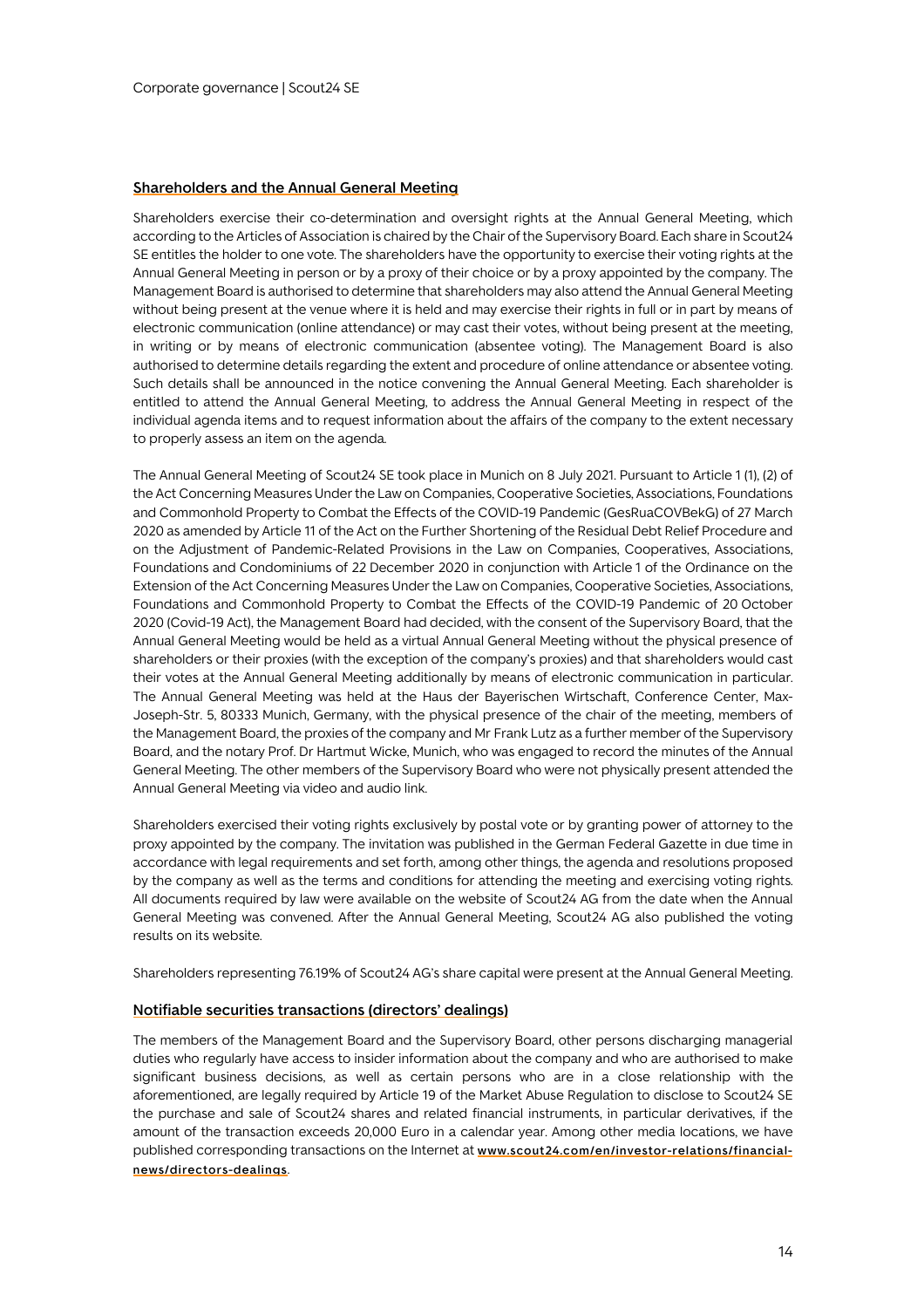## Shareholders and the Annual General Meeting

Shareholders exercise their co-determination and oversight rights at the Annual General Meeting, which according to the Articles of Association is chaired by the Chair of the Supervisory Board. Each share in Scout24 SE entitles the holder to one vote. The shareholders have the opportunity to exercise their voting rights at the Annual General Meeting in person or by a proxy of their choice or by a proxy appointed by the company. The Management Board is authorised to determine that shareholders may also attend the Annual General Meeting without being present at the venue where it is held and may exercise their rights in full or in part by means of electronic communication (online attendance) or may cast their votes, without being present at the meeting, in writing or by means of electronic communication (absentee voting). The Management Board is also authorised to determine details regarding the extent and procedure of online attendance or absentee voting. Such details shall be announced in the notice convening the Annual General Meeting. Each shareholder is entitled to attend the Annual General Meeting, to address the Annual General Meeting in respect of the individual agenda items and to request information about the affairs of the company to the extent necessary to properly assess an item on the agenda.

The Annual General Meeting of Scout24 SE took place in Munich on 8 July 2021. Pursuant to Article 1 (1), (2) of the Act Concerning Measures Under the Law on Companies, Cooperative Societies, Associations, Foundations and Commonhold Property to Combat the Effects of the COVID-19 Pandemic (GesRuaCOVBekG) of 27 March 2020 as amended by Article 11 of the Act on the Further Shortening of the Residual Debt Relief Procedure and on the Adjustment of Pandemic-Related Provisions in the Law on Companies, Cooperatives, Associations, Foundations and Condominiums of 22 December 2020 in conjunction with Article 1 of the Ordinance on the Extension of the Act Concerning Measures Under the Law on Companies, Cooperative Societies, Associations, Foundations and Commonhold Property to Combat the Effects of the COVID-19 Pandemic of 20 October 2020 (Covid-19 Act), the Management Board had decided, with the consent of the Supervisory Board, that the Annual General Meeting would be held as a virtual Annual General Meeting without the physical presence of shareholders or their proxies (with the exception of the company's proxies) and that shareholders would cast their votes at the Annual General Meeting additionally by means of electronic communication in particular. The Annual General Meeting was held at the Haus der Bayerischen Wirtschaft, Conference Center, Max-Joseph-Str. 5, 80333 Munich, Germany, with the physical presence of the chair of the meeting, members of the Management Board, the proxies of the company and Mr Frank Lutz as a further member of the Supervisory Board, and the notary Prof. Dr Hartmut Wicke, Munich, who was engaged to record the minutes of the Annual General Meeting. The other members of the Supervisory Board who were not physically present attended the Annual General Meeting via video and audio link.

Shareholders exercised their voting rights exclusively by postal vote or by granting power of attorney to the proxy appointed by the company. The invitation was published in the German Federal Gazette in due time in accordance with legal requirements and set forth, among other things, the agenda and resolutions proposed by the company as well as the terms and conditions for attending the meeting and exercising voting rights. All documents required by law were available on the website of Scout24 AG from the date when the Annual General Meeting was convened. After the Annual General Meeting, Scout24 AG also published the voting results on its website.

Shareholders representing 76.19% of Scout24 AG's share capital were present at the Annual General Meeting.

## Notifiable securities transactions (directors' dealings)

The members of the Management Board and the Supervisory Board, other persons discharging managerial duties who regularly have access to insider information about the company and who are authorised to make significant business decisions, as well as certain persons who are in a close relationship with the aforementioned, are legally required by Article 19 of the Market Abuse Regulation to disclose to Scout24 SE the purchase and sale of Scout24 shares and related financial instruments, in particular derivatives, if the amount of the transaction exceeds 20,000 Euro in a calendar year. Among other media locations, we have published corresponding transactions on the Internet at www.scout24.com/en/investor-relations/financial-news/directors-dealings.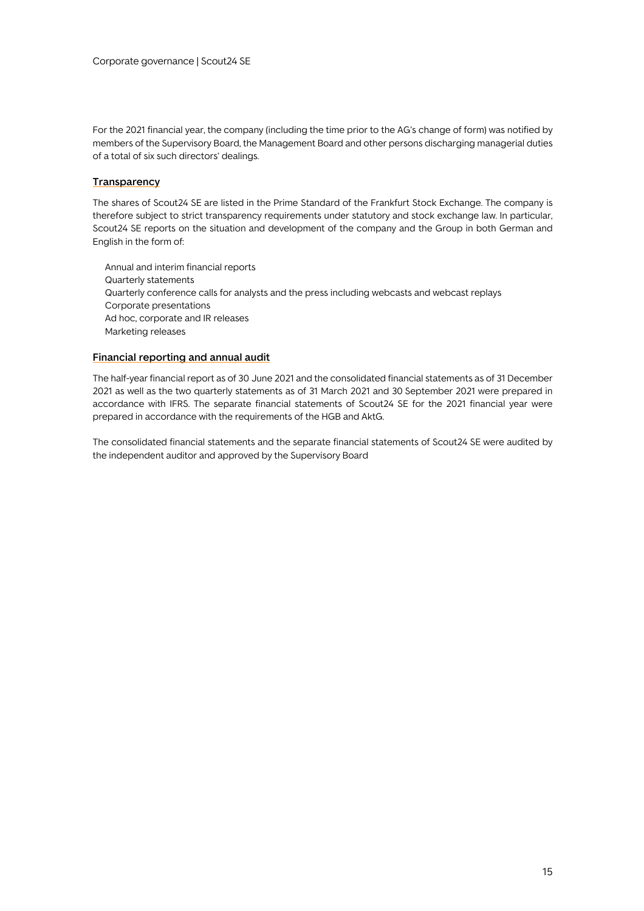For the 2021 financial year, the company (including the time prior to the AG's change of form) was notified by members of the Supervisory Board, the Management Board and other persons discharging managerial duties of a total of six such directors' dealings.

## Transparency

The shares of Scout24 SE are listed in the Prime Standard of the Frankfurt Stock Exchange. The company is therefore subject to strict transparency requirements under statutory and stock exchange law. In particular, Scout24 SE reports on the situation and development of the company and the Group in both German and English in the form of:

- Annual and interim financial reports
- Quarterly statements
- Quarterly conference calls for analysts and the press including webcasts and webcast replays
- Corporate presentations
- Ad hoc, corporate and IR releases
- Marketing releases

## Financial reporting and annual audit

The half-year financial report as of 30 June 2021 and the consolidated financial statements as of 31 December 2021 as well as the two quarterly statements as of 31 March 2021 and 30 September 2021 were prepared in accordance with IFRS. The separate financial statements of Scout24 SE for the 2021 financial year were prepared in accordance with the requirements of the HGB and AktG.

The consolidated financial statements and the separate financial statements of Scout24 SE were audited by the independent auditor and approved by the Supervisory Board